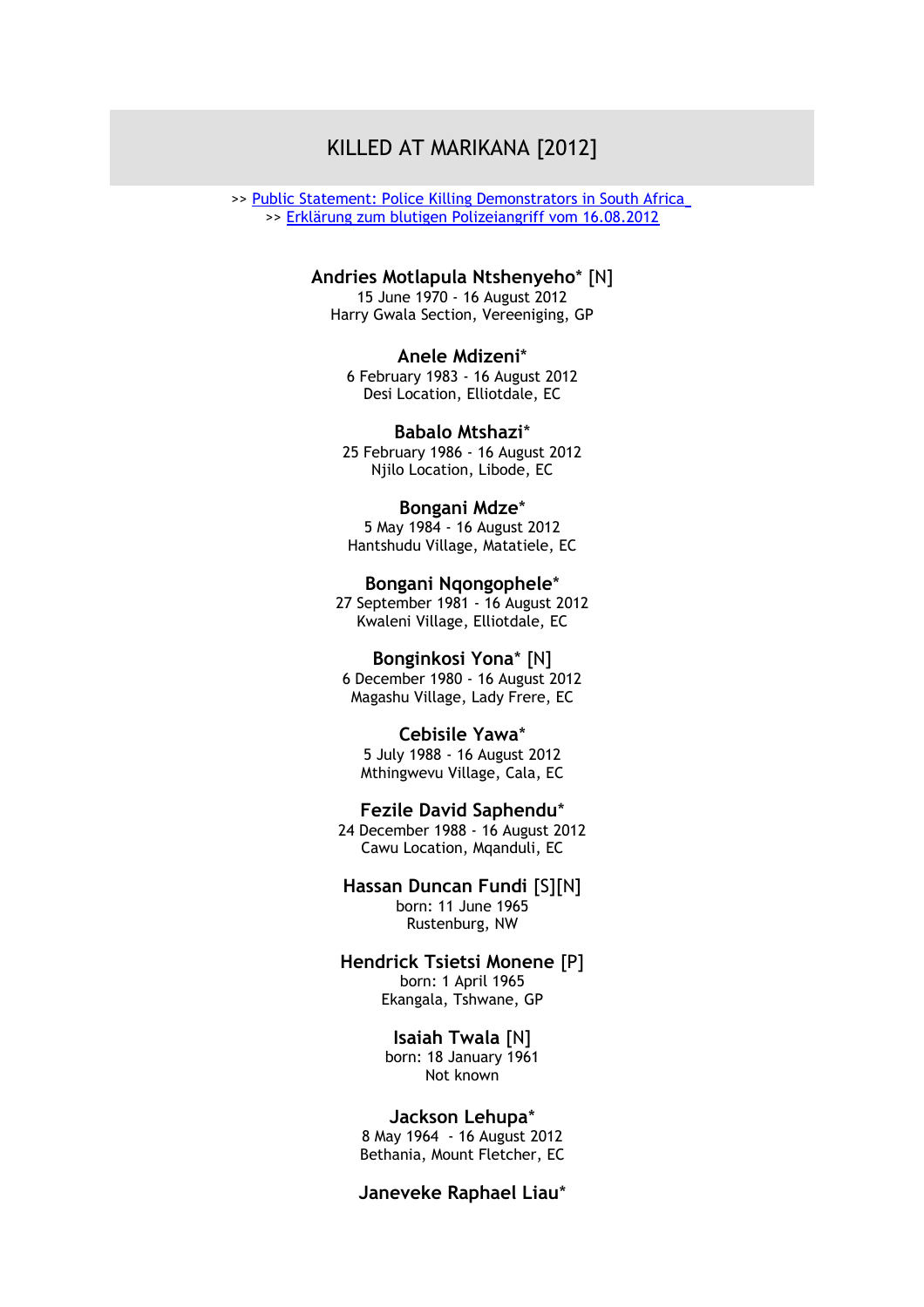# KILLED AT MARIKANA [2012]

>> Public Statement: Police Killing Demonstrators in South Africa
>> Erklärung zum blutigen Polizeiangriff vom 16.08.2012

**Andries Motlapula Ntshenyeho*** [N]
15 June 1970 - 16 August 2012
Harry Gwala Section, Vereeniging, GP

**Anele Mdizeni***
6 February 1983 - 16 August 2012
Desi Location, Elliotdale, EC

**Babalo Mtshazi***
25 February 1986 - 16 August 2012
Njilo Location, Libode, EC

**Bongani Mdze***
5 May 1984 - 16 August 2012
Hantshudu Village, Matatiele, EC

**Bongani Nqongophele***
27 September 1981 - 16 August 2012
Kwaleni Village, Elliotdale, EC

**Bonginkosi Yona*** [N]
6 December 1980 - 16 August 2012
Magashu Village, Lady Frere, EC

**Cebisile Yawa***
5 July 1988 - 16 August 2012
Mthingwevu Village, Cala, EC

**Fezile David Saphendu***
24 December 1988 - 16 August 2012
Cawu Location, Mqanduli, EC

**Hassan Duncan Fundi** [S][N]
born: 11 June 1965
Rustenburg, NW

**Hendrick Tsietsi Monene** [P]
born: 1 April 1965
Ekangala, Tshwane, GP

**Isaiah Twala** [N]
born: 18 January 1961
Not known

**Jackson Lehupa***
8 May 1964 - 16 August 2012
Bethania, Mount Fletcher, EC

**Janeveke Raphael Liau***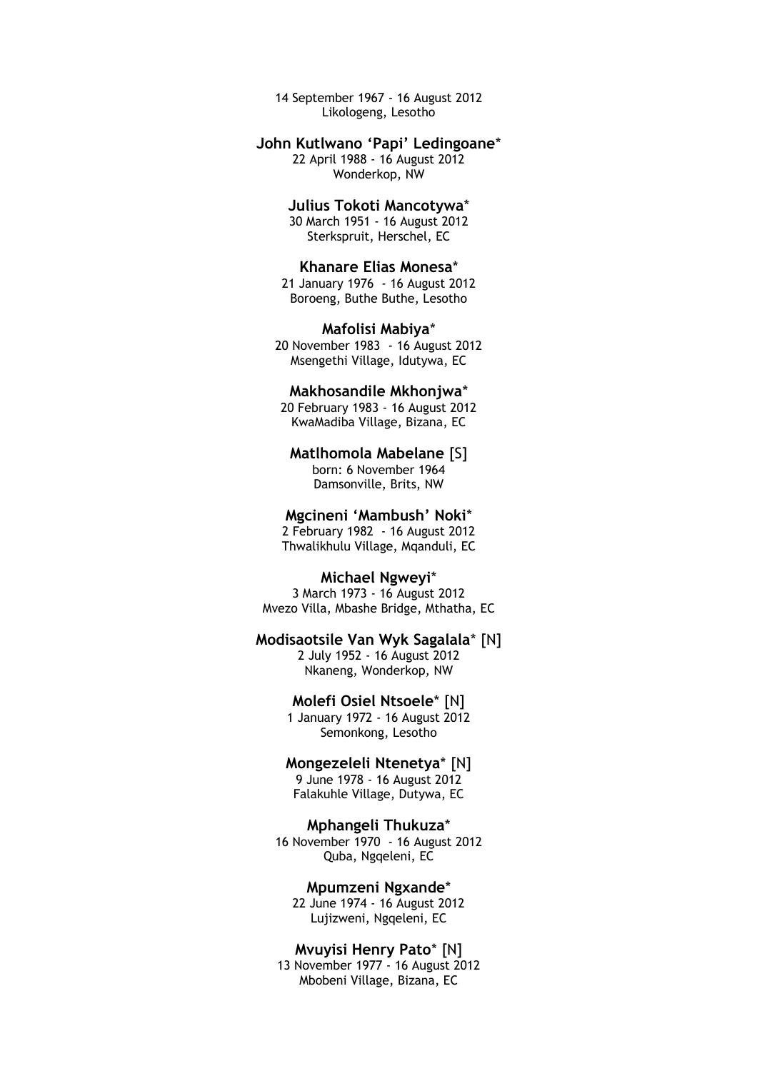14 September 1967 - 16 August 2012
Likologeng, Lesotho

**John Kutlwano 'Papi' Ledingoane***
22 April 1988 - 16 August 2012
Wonderkop, NW

**Julius Tokoti Mancotywa***
30 March 1951 - 16 August 2012
Sterkspruit, Herschel, EC

**Khanare Elias Monesa***
21 January 1976 - 16 August 2012
Boroeng, Buthe Buthe, Lesotho

**Mafolisi Mabiya***
20 November 1983 - 16 August 2012
Msengethi Village, Idutywa, EC

**Makhosandile Mkhonjwa***
20 February 1983 - 16 August 2012
KwaMadiba Village, Bizana, EC

**Matlhomola Mabelane** [S]
born: 6 November 1964
Damsonville, Brits, NW

**Mgcineni 'Mambush' Noki***
2 February 1982 - 16 August 2012
Thwalikhulu Village, Mqanduli, EC

**Michael Ngweyi***
3 March 1973 - 16 August 2012
Mvezo Villa, Mbashe Bridge, Mthatha, EC

**Modisaotsile Van Wyk Sagalala*** [N]
2 July 1952 - 16 August 2012
Nkaneng, Wonderkop, NW

**Molefi Osiel Ntsoele*** [N]
1 January 1972 - 16 August 2012
Semonkong, Lesotho

**Mongezeleli Ntenetya*** [N]
9 June 1978 - 16 August 2012
Falakuhle Village, Dutywa, EC

**Mphangeli Thukuza***
16 November 1970 - 16 August 2012
Quba, Ngqeleni, EC

**Mpumzeni Ngxande***
22 June 1974 - 16 August 2012
Lujizweni, Ngqeleni, EC

**Mvuyisi Henry Pato*** [N]
13 November 1977 - 16 August 2012
Mbobeni Village, Bizana, EC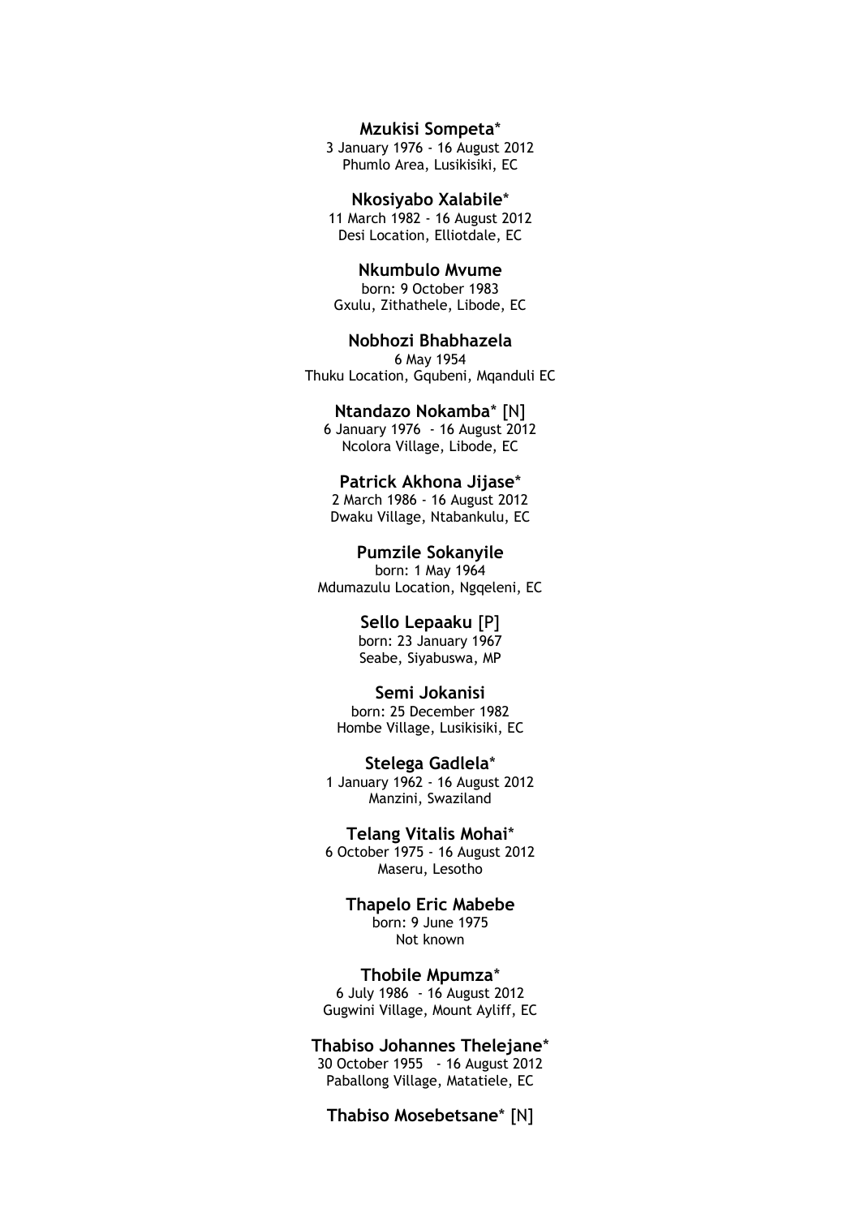**Mzukisi Sompeta***
3 January 1976 - 16 August 2012
Phumlo Area, Lusikisiki, EC

**Nkosiyabo Xalabile***
11 March 1982 - 16 August 2012
Desi Location, Elliotdale, EC

**Nkumbulo Mvume**
born: 9 October 1983
Gxulu, Zithathele, Libode, EC

**Nobhozi Bhabhazela**
6 May 1954
Thuku Location, Gqubeni, Mqanduli EC

**Ntandazo Nokamba*** [N]
6 January 1976 - 16 August 2012
Ncolora Village, Libode, EC

**Patrick Akhona Jijase***
2 March 1986 - 16 August 2012
Dwaku Village, Ntabankulu, EC

**Pumzile Sokanyile**
born: 1 May 1964
Mdumazulu Location, Ngqeleni, EC

**Sello Lepaaku** [P]
born: 23 January 1967
Seabe, Siyabuswa, MP

**Semi Jokanisi**
born: 25 December 1982
Hombe Village, Lusikisiki, EC

**Stelega Gadlela***
1 January 1962 - 16 August 2012
Manzini, Swaziland

**Telang Vitalis Mohai***
6 October 1975 - 16 August 2012
Maseru, Lesotho

**Thapelo Eric Mabebe**
born: 9 June 1975
Not known

**Thobile Mpumza***
6 July 1986 - 16 August 2012
Gugwini Village, Mount Ayliff, EC

**Thabiso Johannes Thelejane***
30 October 1955 - 16 August 2012
Paballong Village, Matatiele, EC

**Thabiso Mosebetsane*** [N]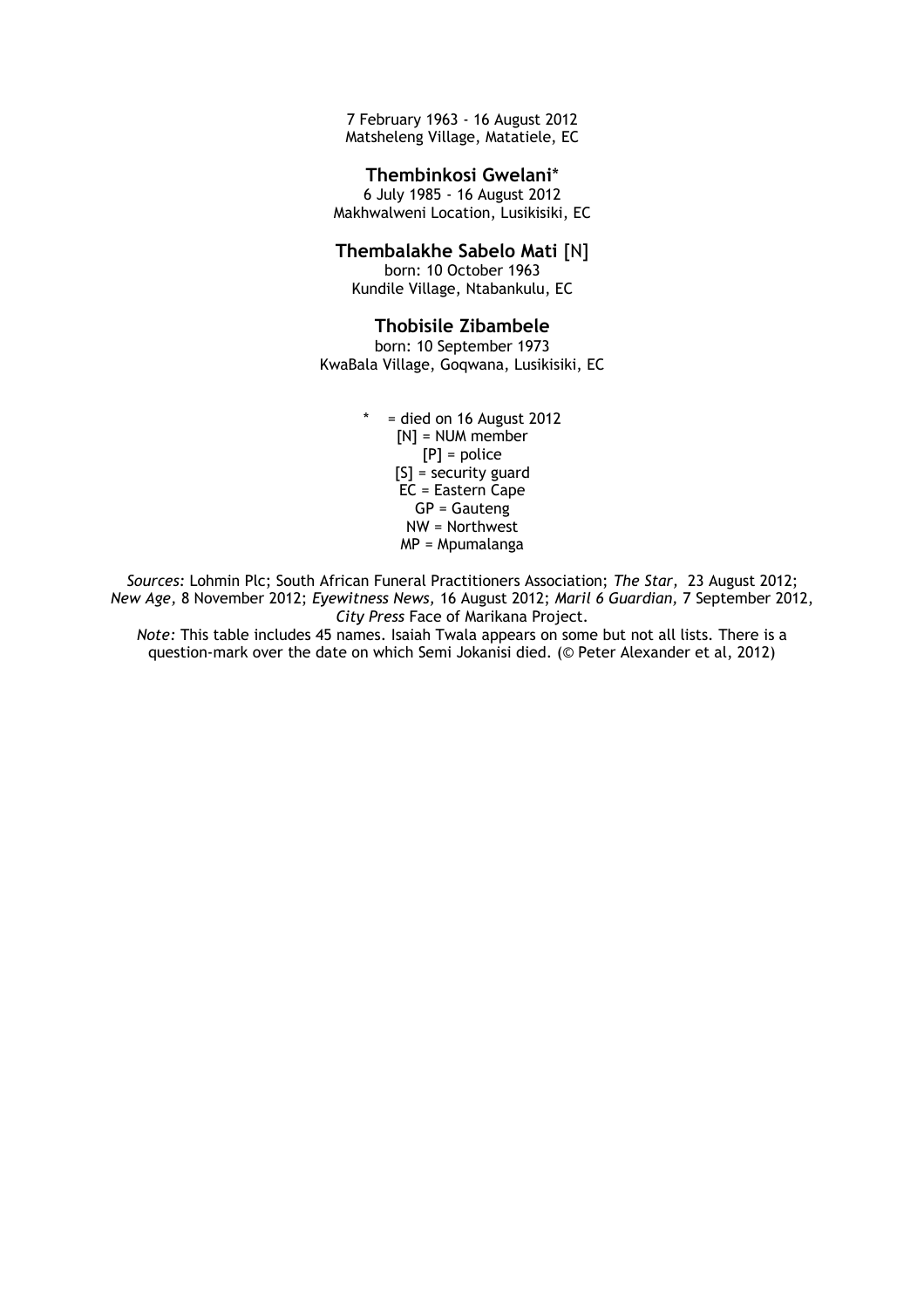7 February 1963 - 16 August 2012
Matsheleng Village, Matatiele, EC

**Thembinkosi Gwelani***
6 July 1985 - 16 August 2012
Makhwalweni Location, Lusikisiki, EC

**Thembalakhe Sabelo Mati** [N]
born: 10 October 1963
Kundile Village, Ntabankulu, EC

**Thobisile Zibambele**
born: 10 September 1973
KwaBala Village, Goqwana, Lusikisiki, EC

\* = died on 16 August 2012
[N] = NUM member
[P] = police
[S] = security guard
EC = Eastern Cape
GP = Gauteng
NW = Northwest
MP = Mpumalanga

*Sources:* Lohmin Plc; South African Funeral Practitioners Association; *The Star,* 23 August 2012; *New Age,* 8 November 2012; *Eyewitness News,* 16 August 2012; *Maril 6 Guardian,* 7 September 2012, *City Press* Face of Marikana Project.
*Note:* This table includes 45 names. Isaiah Twala appears on some but not all lists. There is a question-mark over the date on which Semi Jokanisi died. (© Peter Alexander et al, 2012)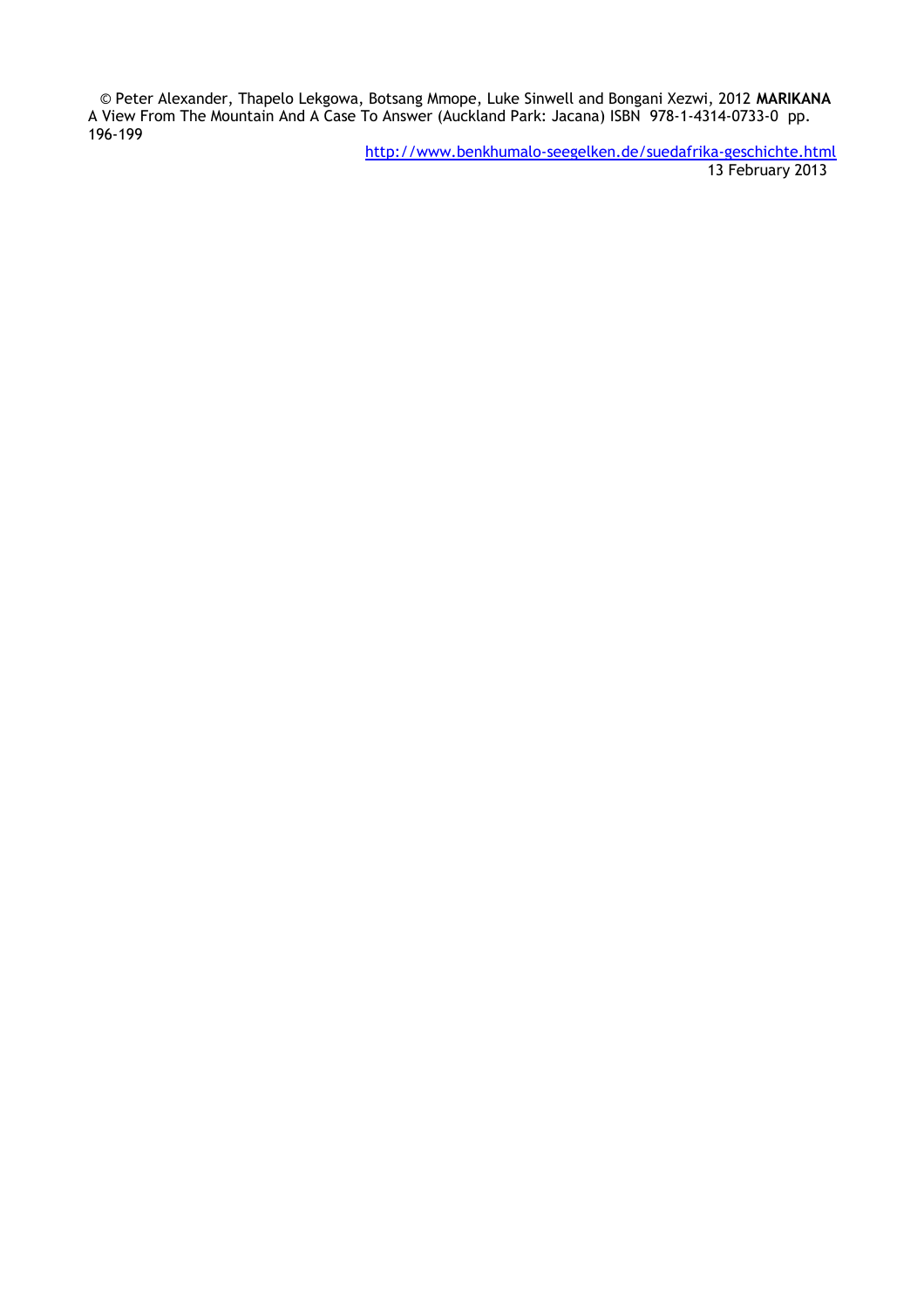© Peter Alexander, Thapelo Lekgowa, Botsang Mmope, Luke Sinwell and Bongani Xezwi, 2012 **MARIKANA** A View From The Mountain And A Case To Answer (Auckland Park: Jacana) ISBN 978-1-4314-0733-0 pp. 196-199

http://www.benkhumalo-seegelken.de/suedafrika-geschichte.html

13 February 2013